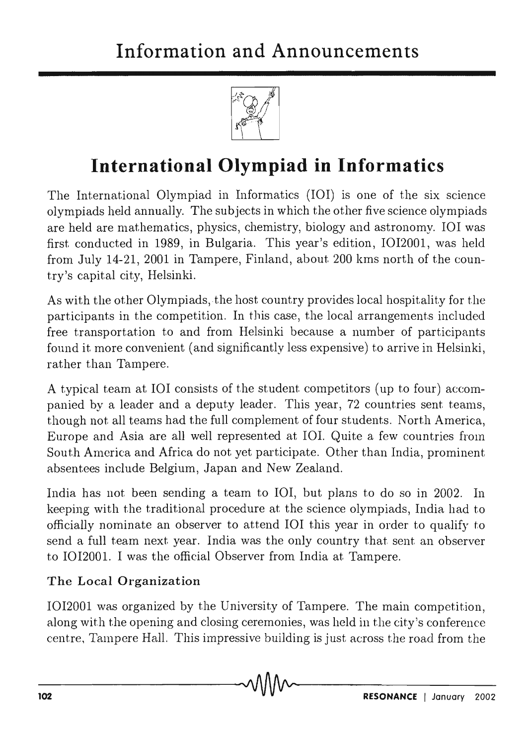# Information and Announcements

## International Olympiad in Informatics

The International Olympiad in Informatics (IOI) is one of the six science olympiads held annually. The subjects in which the other five science olympiads are held are mathematics, physics, chemistry, biology and astronomy. IOI was first conducted in 1989, in Bulgaria. This year's edition, IOI2001, was held from July 14-21, 2001 in Tampere, Finland, about 200 kms north of the country's capital city, Helsinki.

As with the other Olympiads, the host country provides local hospitality for the participants in the competition. In this case, the local arrangements included free transportation to and from Helsinki because a number of participants found it more convenient (and significantly less expensive) to arrive in Helsinki, rather than Tampere.

A typical team at IOI consists of the student competitors (up to four) accompanied by a leader and a deputy leader. This year, 72 countries sent teams, though not all teams had the full complement of four students. North America, Europe and Asia are all well represented at IOI. Quite a few countries from South America and Africa do not yet participate. Other than India, prominent absentees include Belgium, Japan and New Zealand.

India has not been sending a team to IOI, but plans to do so in 2002. In keeping with the traditional procedure at the science olympiads, India had to officially nominate an observer to attend IOI this year in order to qualify to send a full team next year. India was the only country that sent an observer to IOI2001. I was the official Observer from India at Tampere.

### The Local Organization

IOI2001 was organized by the University of Tampere. The main competition, along with the opening and closing ceremonies, was held in the city's conference centre, Tampere Hall. This impressive building is just across the road from the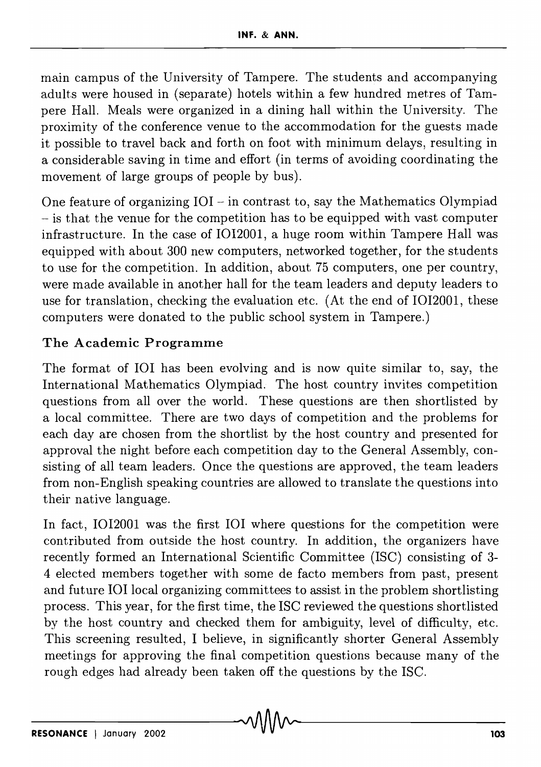main campus of the University of Tampere. The students and accompanying adults were housed in (separate) hotels within a few hundred metres of Tampere Hall. Meals were organized in a dining hall within the University. The proximity of the conference venue to the accommodation for the guests made it possible to travel back and forth on foot with minimum delays, resulting in a considerable saving in time and effort (in terms of avoiding coordinating the movement of large groups of people by bus).

One feature of organizing IOI – in contrast to, say the Mathematics Olympiad – is that the venue for the competition has to be equipped with vast computer infrastructure. In the case of IOI2001, a huge room within Tampere Hall was equipped with about 300 new computers, networked together, for the students to use for the competition. In addition, about 75 computers, one per country, were made available in another hall for the team leaders and deputy leaders to use for translation, checking the evaluation etc. (At the end of IOI2001, these computers were donated to the public school system in Tampere.)

### The Academic Programme

The format of IOI has been evolving and is now quite similar to, say, the International Mathematics Olympiad. The host country invites competition questions from all over the world. These questions are then shortlisted by a local committee. There are two days of competition and the problems for each day are chosen from the shortlist by the host country and presented for approval the night before each competition day to the General Assembly, consisting of all team leaders. Once the questions are approved, the team leaders from non-English speaking countries are allowed to translate the questions into their native language.

In fact, IOI2001 was the first IOI where questions for the competition were contributed from outside the host country. In addition, the organizers have recently formed an International Scientific Committee (ISC) consisting of 3-4 elected members together with some de facto members from past, present and future IOI local organizing committees to assist in the problem shortlisting process. This year, for the first time, the ISC reviewed the questions shortlisted by the host country and checked them for ambiguity, level of difficulty, etc. This screening resulted, I believe, in significantly shorter General Assembly meetings for approving the final competition questions because many of the rough edges had already been taken off the questions by the ISC.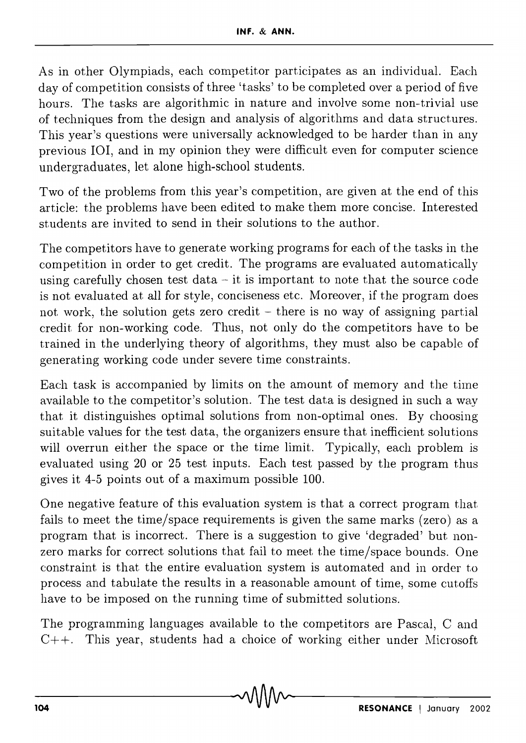As in other Olympiads, each competitor participates as an individual. Each day of competition consists of three 'tasks' to be completed over a period of five hours. The tasks are algorithmic in nature and involve some non-trivial use of techniques from the design and analysis of algorithms and data structures. This year's questions were universally acknowledged to be harder than in any previous IOI, and in my opinion they were difficult even for computer science undergraduates, let alone high-school students.

Two of the problems from this year's competition, are given at the end of this article: the problems have been edited to make them more concise. Interested students are invited to send in their solutions to the author.

The competitors have to generate working programs for each of the tasks in the competition in order to get credit. The programs are evaluated automatically using carefully chosen test data – it is important to note that the source code is not evaluated at all for style, conciseness etc. Moreover, if the program does not work, the solution gets zero credit – there is no way of assigning partial credit for non-working code. Thus, not only do the competitors have to be trained in the underlying theory of algorithms, they must also be capable of generating working code under severe time constraints.

Each task is accompanied by limits on the amount of memory and the time available to the competitor's solution. The test data is designed in such a way that it distinguishes optimal solutions from non-optimal ones. By choosing suitable values for the test data, the organizers ensure that inefficient solutions will overrun either the space or the time limit. Typically, each problem is evaluated using 20 or 25 test inputs. Each test passed by the program thus gives it 4-5 points out of a maximum possible 100.

One negative feature of this evaluation system is that a correct program that fails to meet the time/space requirements is given the same marks (zero) as a program that is incorrect. There is a suggestion to give 'degraded' but non-zero marks for correct solutions that fail to meet the time/space bounds. One constraint is that the entire evaluation system is automated and in order to process and tabulate the results in a reasonable amount of time, some cutoffs have to be imposed on the running time of submitted solutions.

The programming languages available to the competitors are Pascal, C and C++. This year, students had a choice of working either under Microsoft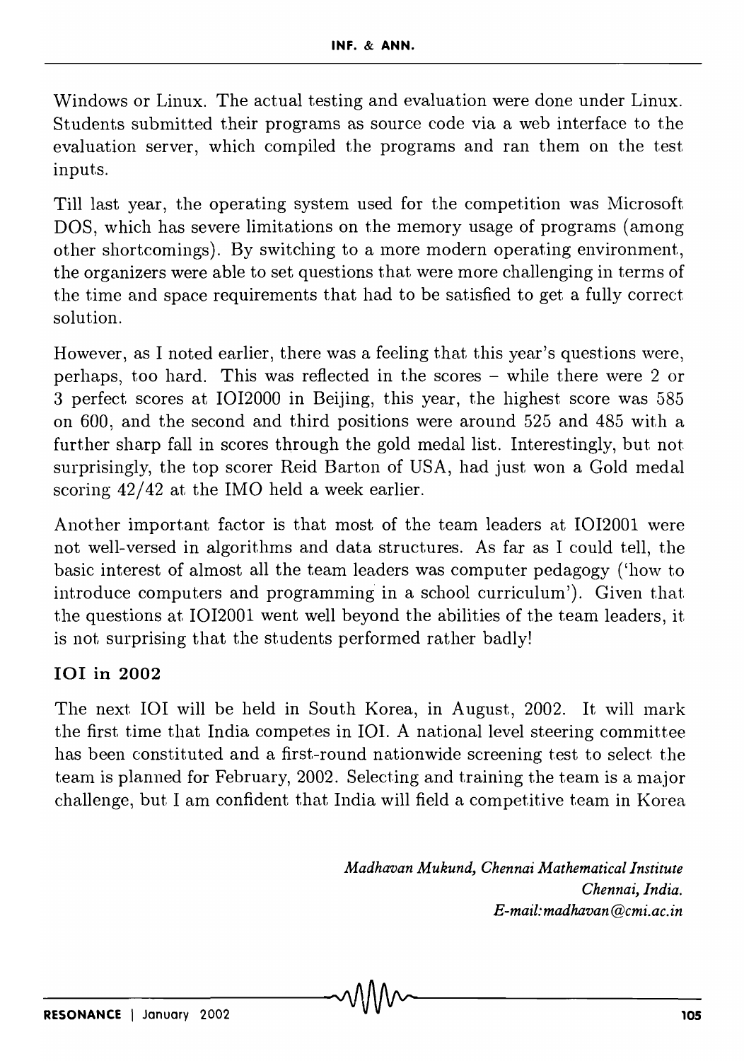Windows or Linux. The actual testing and evaluation were done under Linux. Students submitted their programs as source code via a web interface to the evaluation server, which compiled the programs and ran them on the test inputs.

Till last year, the operating system used for the competition was Microsoft DOS, which has severe limitations on the memory usage of programs (among other shortcomings). By switching to a more modern operating environment, the organizers were able to set questions that were more challenging in terms of the time and space requirements that had to be satisfied to get a fully correct solution.

However, as I noted earlier, there was a feeling that this year's questions were, perhaps, too hard. This was reflected in the scores – while there were 2 or 3 perfect scores at IOI2000 in Beijing, this year, the highest score was 585 on 600, and the second and third positions were around 525 and 485 with a further sharp fall in scores through the gold medal list. Interestingly, but not surprisingly, the top scorer Reid Barton of USA, had just won a Gold medal scoring 42/42 at the IMO held a week earlier.

Another important factor is that most of the team leaders at IOI2001 were not well-versed in algorithms and data structures. As far as I could tell, the basic interest of almost all the team leaders was computer pedagogy ('how to introduce computers and programming in a school curriculum'). Given that the questions at IOI2001 went well beyond the abilities of the team leaders, it is not surprising that the students performed rather badly!

## IOI in 2002

The next IOI will be held in South Korea, in August, 2002. It will mark the first time that India competes in IOI. A national level steering committee has been constituted and a first-round nationwide screening test to select the team is planned for February, 2002. Selecting and training the team is a major challenge, but I am confident that India will field a competitive team in Korea

*Madhavan Mukund, Chennai Mathematical Institute*
*Chennai, India.*
*E-mail:madhavan@cmi.ac.in*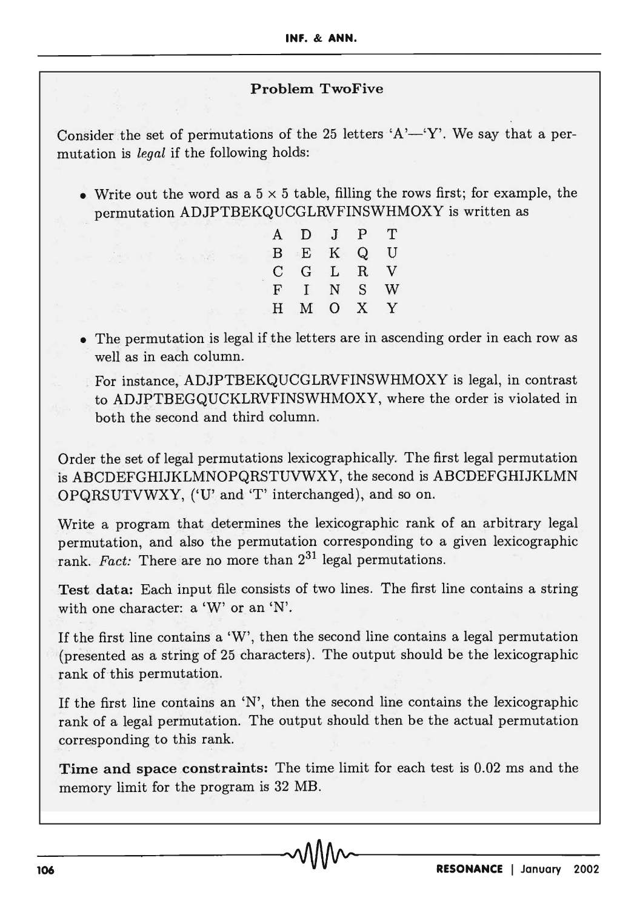## Problem TwoFive

Consider the set of permutations of the 25 letters 'A'—'Y'. We say that a permutation is *legal* if the following holds:

- Write out the word as a $5 \times 5$ table, filling the rows first; for example, the permutation ADJPTBEKQUCGLRVFINSWHMOXY is written as

| | | | | |
|---|---|---|---|---|
| A | D | J | P | T |
| B | E | K | Q | U |
| C | G | L | R | V |
| F | I | N | S | W |
| H | M | O | X | Y |

- The permutation is legal if the letters are in ascending order in each row as well as in each column.

  For instance, ADJPTBEKQUCGLRVFINSWHMOXY is legal, in contrast to ADJPTBEGQUCKLRVFINSWHMOXY, where the order is violated in both the second and third column.

Order the set of legal permutations lexicographically. The first legal permutation is ABCDEFGHIJKLMNOPQRSTUVWXY, the second is ABCDEFGHIJKLMN OPQRSUTVWXY, ('U' and 'T' interchanged), and so on.

Write a program that determines the lexicographic rank of an arbitrary legal permutation, and also the permutation corresponding to a given lexicographic rank. *Fact:* There are no more than $2^{31}$ legal permutations.

**Test data:** Each input file consists of two lines. The first line contains a string with one character: a 'W' or an 'N'.

If the first line contains a 'W', then the second line contains a legal permutation (presented as a string of 25 characters). The output should be the lexicographic rank of this permutation.

If the first line contains an 'N', then the second line contains the lexicographic rank of a legal permutation. The output should then be the actual permutation corresponding to this rank.

**Time and space constraints:** The time limit for each test is 0.02 ms and the memory limit for the program is 32 MB.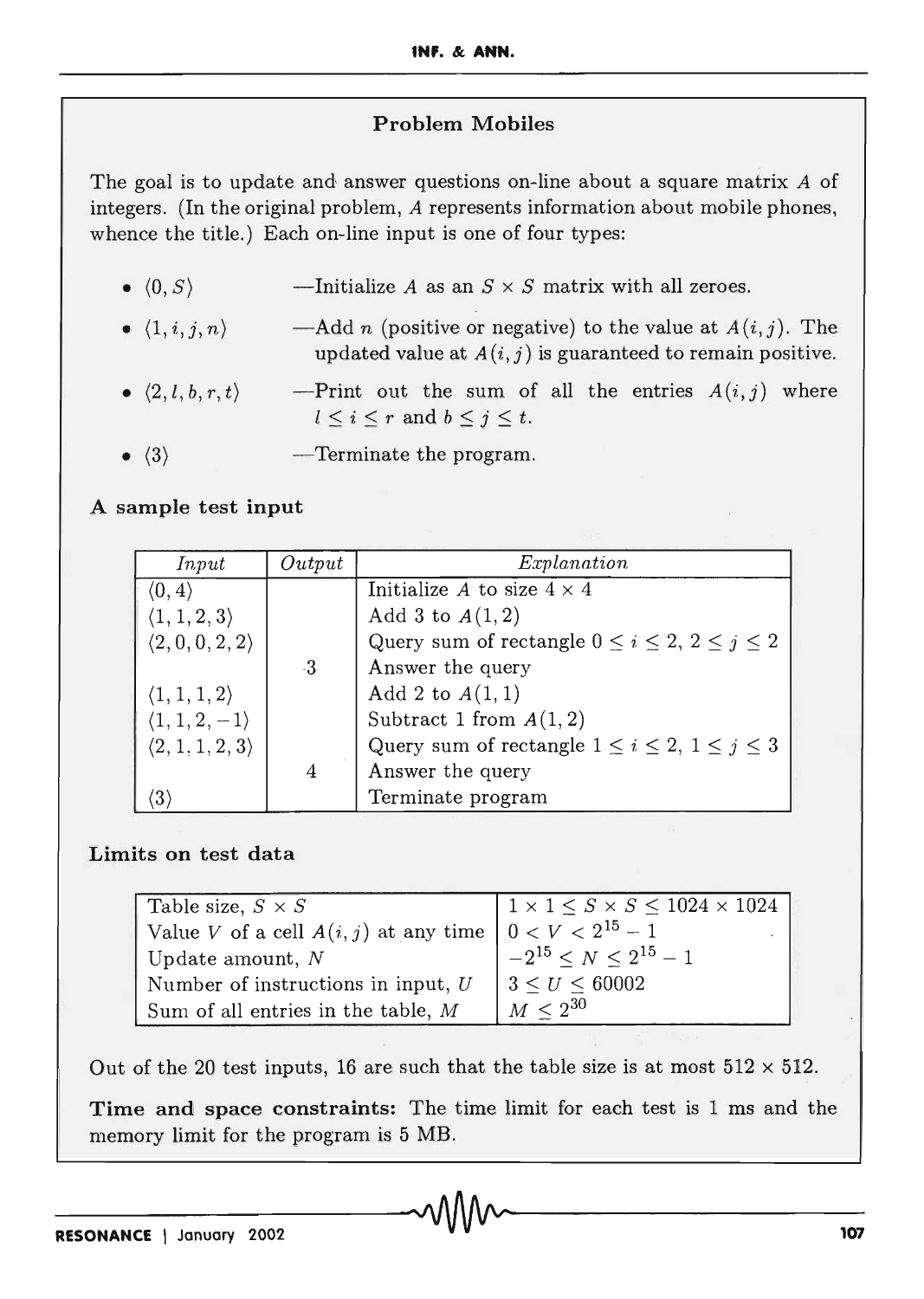## Problem Mobiles

The goal is to update and answer questions on-line about a square matrix $A$ of integers. (In the original problem, $A$ represents information about mobile phones, whence the title.) Each on-line input is one of four types:

- $\langle 0, S\rangle$ —Initialize $A$ as an $S \times S$ matrix with all zeroes.
- $\langle 1, i, j, n\rangle$ —Add $n$ (positive or negative) to the value at $A(i,j)$. The updated value at $A(i,j)$ is guaranteed to remain positive.
- $\langle 2, l, b, r, t\rangle$ —Print out the sum of all the entries $A(i,j)$ where $l \leq i \leq r$ and $b \leq j \leq t$.
- $\langle 3\rangle$ —Terminate the program.

### A sample test input

| *Input* | *Output* | *Explanation* |
|---|---|---|
| $\langle 0, 4\rangle$ | | Initialize $A$ to size $4 \times 4$ |
| $\langle 1, 1, 2, 3\rangle$ | | Add 3 to $A(1,2)$ |
| $\langle 2, 0, 0, 2, 2\rangle$ | | Query sum of rectangle $0 \leq i \leq 2$, $2 \leq j \leq 2$ |
| | 3 | Answer the query |
| $\langle 1, 1, 1, 2\rangle$ | | Add 2 to $A(1,1)$ |
| $\langle 1, 1, 2, -1\rangle$ | | Subtract 1 from $A(1,2)$ |
| $\langle 2, 1, 1, 2, 3\rangle$ | | Query sum of rectangle $1 \leq i \leq 2$, $1 \leq j \leq 3$ |
| | 4 | Answer the query |
| $\langle 3\rangle$ | | Terminate program |

### Limits on test data

| | |
|---|---|
| Table size, $S \times S$ | $1 \times 1 \leq S \times S \leq 1024 \times 1024$ |
| Value $V$ of a cell $A(i,j)$ at any time | $0 < V < 2^{15} - 1$ |
| Update amount, $N$ | $-2^{15} \leq N \leq 2^{15} - 1$ |
| Number of instructions in input, $U$ | $3 \leq U \leq 60002$ |
| Sum of all entries in the table, $M$ | $M \leq 2^{30}$ |

Out of the 20 test inputs, 16 are such that the table size is at most $512 \times 512$.

**Time and space constraints:** The time limit for each test is 1 ms and the memory limit for the program is 5 MB.